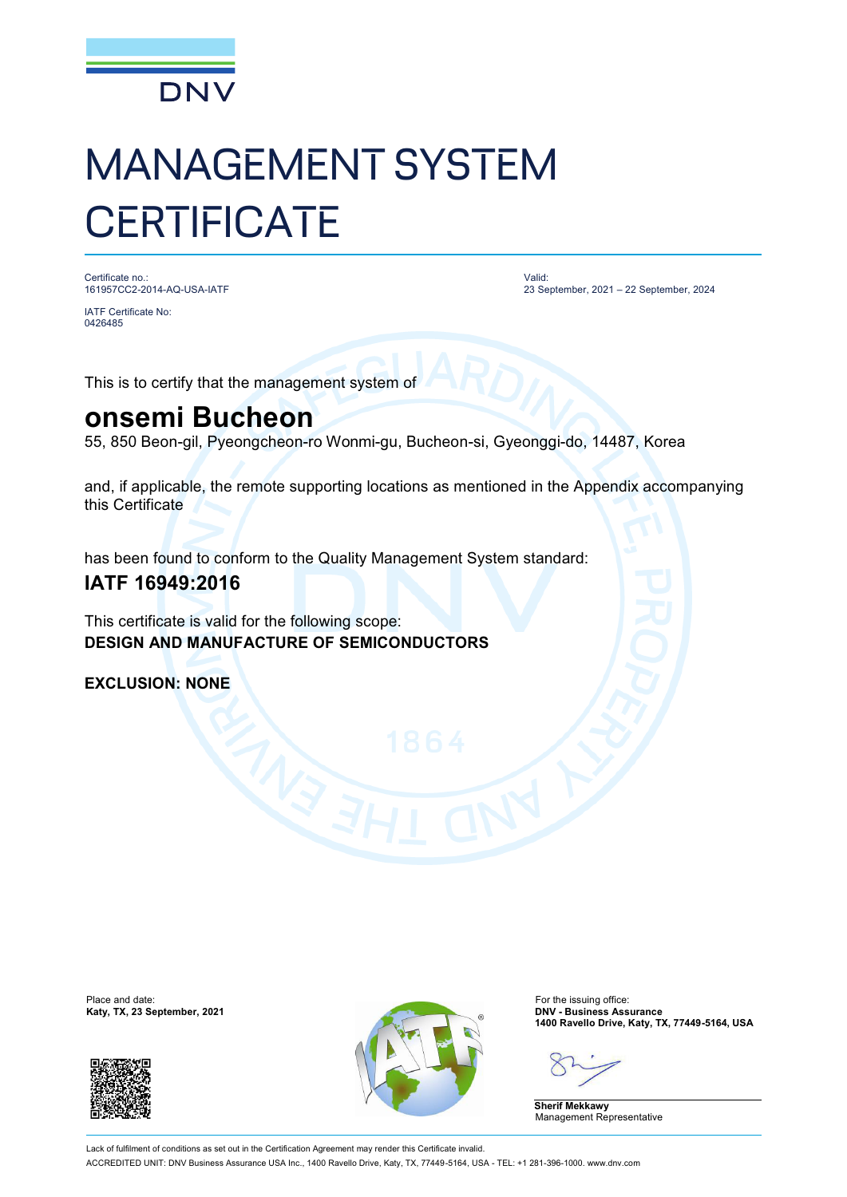DNV

# MANAGEMENT SYSTEM CERTIFICATE

Certificate no.:
161957CC2-2014-AQ-USA-IATF

IATF Certificate No:
0426485

Valid:
23 September, 2021 – 22 September, 2024

This is to certify that the management system of

## onsemi Bucheon

55, 850 Beon-gil, Pyeongcheon-ro Wonmi-gu, Bucheon-si, Gyeonggi-do, 14487, Korea

and, if applicable, the remote supporting locations as mentioned in the Appendix accompanying this Certificate

has been found to conform to the Quality Management System standard:

### IATF 16949:2016

This certificate is valid for the following scope:
**DESIGN AND MANUFACTURE OF SEMICONDUCTORS**

**EXCLUSION: NONE**

Place and date:
**Katy, TX, 23 September, 2021**

For the issuing office:
**DNV - Business Assurance**
**1400 Ravello Drive, Katy, TX, 77449-5164, USA**

**Sherif Mekkawy**
Management Representative

Lack of fulfilment of conditions as set out in the Certification Agreement may render this Certificate invalid.

ACCREDITED UNIT: DNV Business Assurance USA Inc., 1400 Ravello Drive, Katy, TX, 77449-5164, USA - TEL: +1 281-396-1000. www.dnv.com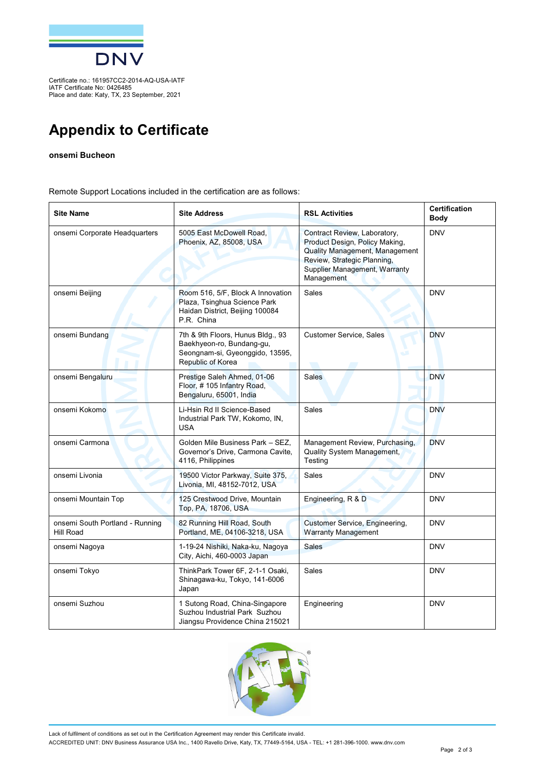Certificate no.: 161957CC2-2014-AQ-USA-IATF
IATF Certificate No: 0426485
Place and date: Katy, TX, 23 September, 2021

# Appendix to Certificate

**onsemi Bucheon**

Remote Support Locations included in the certification are as follows:

| Site Name | Site Address | RSL Activities | Certification Body |
|---|---|---|---|
| onsemi Corporate Headquarters | 5005 East McDowell Road, Phoenix, AZ, 85008, USA | Contract Review, Laboratory, Product Design, Policy Making, Quality Management, Management Review, Strategic Planning, Supplier Management, Warranty Management | DNV |
| onsemi Beijing | Room 516, 5/F, Block A Innovation Plaza, Tsinghua Science Park Haidan District, Beijing 100084 P.R. China | Sales | DNV |
| onsemi Bundang | 7th & 9th Floors, Hunus Bldg., 93 Baekhyeon-ro, Bundang-gu, Seongnam-si, Gyeonggido, 13595, Republic of Korea | Customer Service, Sales | DNV |
| onsemi Bengaluru | Prestige Saleh Ahmed, 01-06 Floor, # 105 Infantry Road, Bengaluru, 65001, India | Sales | DNV |
| onsemi Kokomo | Li-Hsin Rd II Science-Based Industrial Park TW, Kokomo, IN, USA | Sales | DNV |
| onsemi Carmona | Golden Mile Business Park – SEZ, Governor's Drive, Carmona Cavite, 4116, Philippines | Management Review, Purchasing, Quality System Management, Testing | DNV |
| onsemi Livonia | 19500 Victor Parkway, Suite 375, Livonia, MI, 48152-7012, USA | Sales | DNV |
| onsemi Mountain Top | 125 Crestwood Drive, Mountain Top, PA, 18706, USA | Engineering, R & D | DNV |
| onsemi South Portland - Running Hill Road | 82 Running Hill Road, South Portland, ME, 04106-3218, USA | Customer Service, Engineering, Warranty Management | DNV |
| onsemi Nagoya | 1-19-24 Nishiki, Naka-ku, Nagoya City, Aichi, 460-0003 Japan | Sales | DNV |
| onsemi Tokyo | ThinkPark Tower 6F, 2-1-1 Osaki, Shinagawa-ku, Tokyo, 141-6006 Japan | Sales | DNV |
| onsemi Suzhou | 1 Sutong Road, China-Singapore Suzhou Industrial Park Suzhou Jiangsu Providence China 215021 | Engineering | DNV |

Lack of fulfilment of conditions as set out in the Certification Agreement may render this Certificate invalid.
ACCREDITED UNIT: DNV Business Assurance USA Inc., 1400 Ravello Drive, Katy, TX, 77449-5164, USA - TEL: +1 281-396-1000. www.dnv.com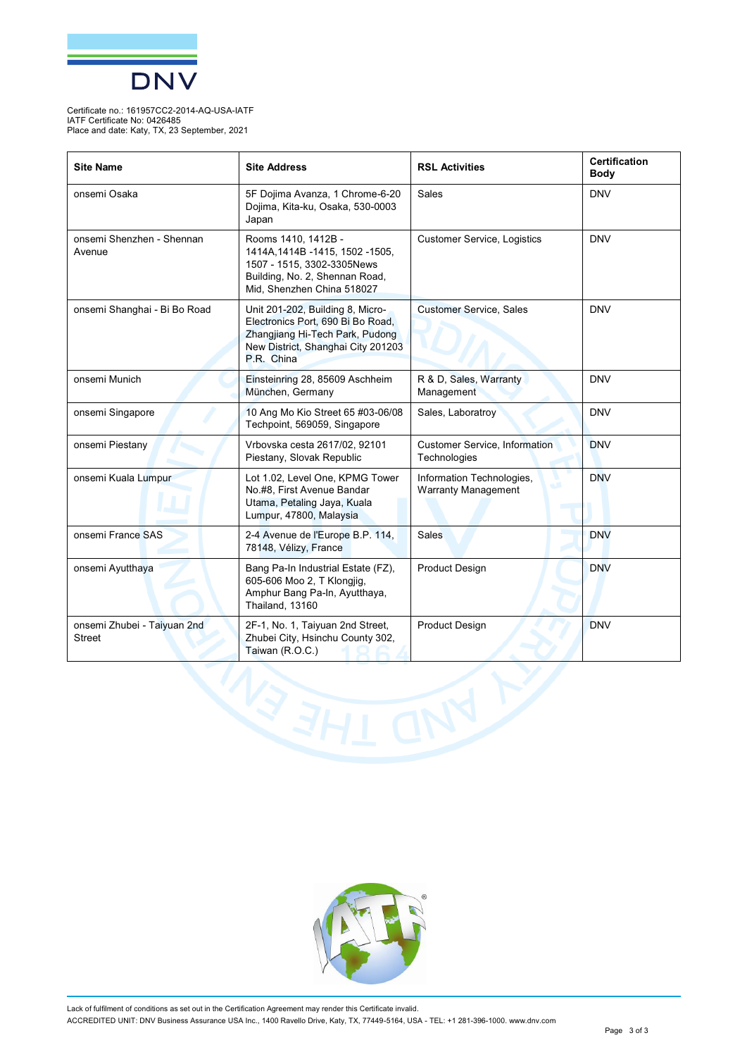Certificate no.: 161957CC2-2014-AQ-USA-IATF
IATF Certificate No: 0426485
Place and date: Katy, TX, 23 September, 2021

| Site Name | Site Address | RSL Activities | Certification Body |
| --- | --- | --- | --- |
| onsemi Osaka | 5F Dojima Avanza, 1 Chrome-6-20 Dojima, Kita-ku, Osaka, 530-0003 Japan | Sales | DNV |
| onsemi Shenzhen - Shennan Avenue | Rooms 1410, 1412B - 1414A,1414B -1415, 1502 -1505, 1507 - 1515, 3302-3305News Building, No. 2, Shennan Road, Mid, Shenzhen China 518027 | Customer Service, Logistics | DNV |
| onsemi Shanghai - Bi Bo Road | Unit 201-202, Building 8, Micro-Electronics Port, 690 Bi Bo Road, Zhangjiang Hi-Tech Park, Pudong New District, Shanghai City 201203 P.R. China | Customer Service, Sales | DNV |
| onsemi Munich | Einsteinring 28, 85609 Aschheim München, Germany | R & D, Sales, Warranty Management | DNV |
| onsemi Singapore | 10 Ang Mo Kio Street 65 #03-06/08 Techpoint, 569059, Singapore | Sales, Laboratroy | DNV |
| onsemi Piestany | Vrbovska cesta 2617/02, 92101 Piestany, Slovak Republic | Customer Service, Information Technologies | DNV |
| onsemi Kuala Lumpur | Lot 1.02, Level One, KPMG Tower No.#8, First Avenue Bandar Utama, Petaling Jaya, Kuala Lumpur, 47800, Malaysia | Information Technologies, Warranty Management | DNV |
| onsemi France SAS | 2-4 Avenue de l'Europe B.P. 114, 78148, Vélizy, France | Sales | DNV |
| onsemi Ayutthaya | Bang Pa-In Industrial Estate (FZ), 605-606 Moo 2, T Klongjig, Amphur Bang Pa-In, Ayutthaya, Thailand, 13160 | Product Design | DNV |
| onsemi Zhubei - Taiyuan 2nd Street | 2F-1, No. 1, Taiyuan 2nd Street, Zhubei City, Hsinchu County 302, Taiwan (R.O.C.) | Product Design | DNV |

Lack of fulfilment of conditions as set out in the Certification Agreement may render this Certificate invalid.
ACCREDITED UNIT: DNV Business Assurance USA Inc., 1400 Ravello Drive, Katy, TX, 77449-5164, USA - TEL: +1 281-396-1000. www.dnv.com